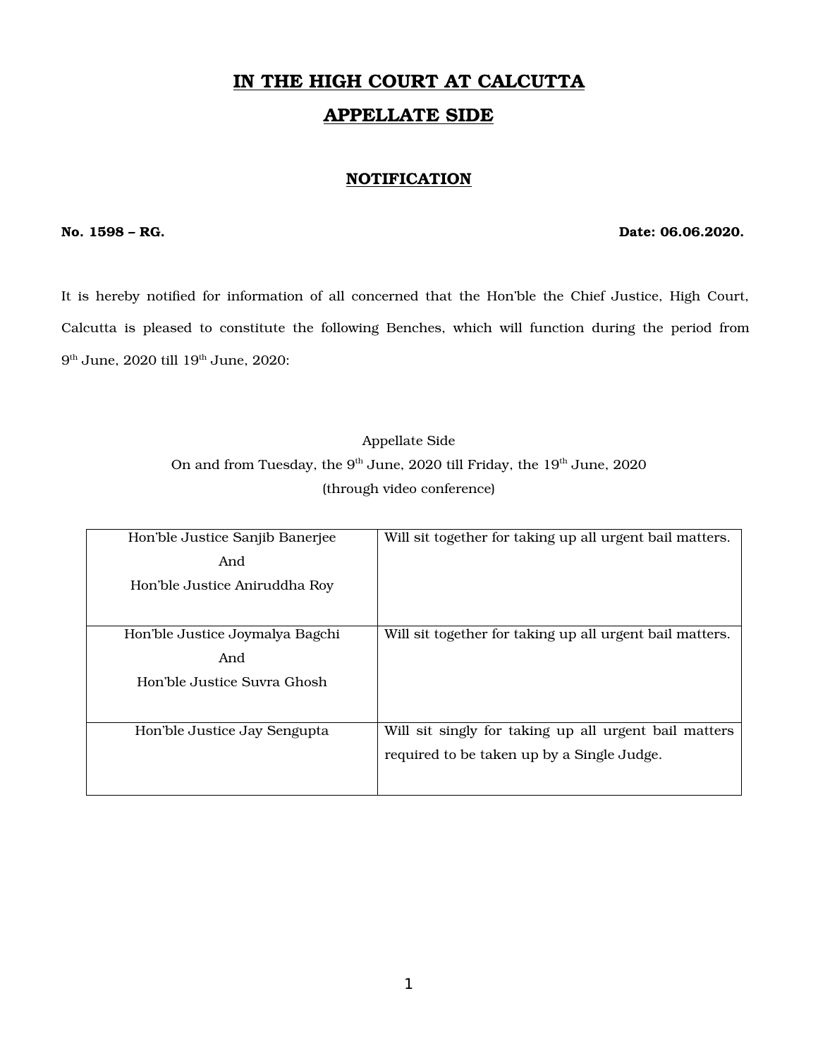# IN THE HIGH COURT AT CALCUTTA

## APPELLATE SIDE

### NOTIFICATION

**No. 1598 – RG.** **Date: 06.06.2020.**

It is hereby notified for information of all concerned that the Hon'ble the Chief Justice, High Court, Calcutta is pleased to constitute the following Benches, which will function during the period from 9th June, 2020 till 19th June, 2020:

Appellate Side

On and from Tuesday, the 9th June, 2020 till Friday, the 19th June, 2020

(through video conference)

| | |
|---|---|
| Hon'ble Justice Sanjib Banerjee And Hon'ble Justice Aniruddha Roy | Will sit together for taking up all urgent bail matters. |
| Hon'ble Justice Joymalya Bagchi And Hon'ble Justice Suvra Ghosh | Will sit together for taking up all urgent bail matters. |
| Hon'ble Justice Jay Sengupta | Will sit singly for taking up all urgent bail matters required to be taken up by a Single Judge. |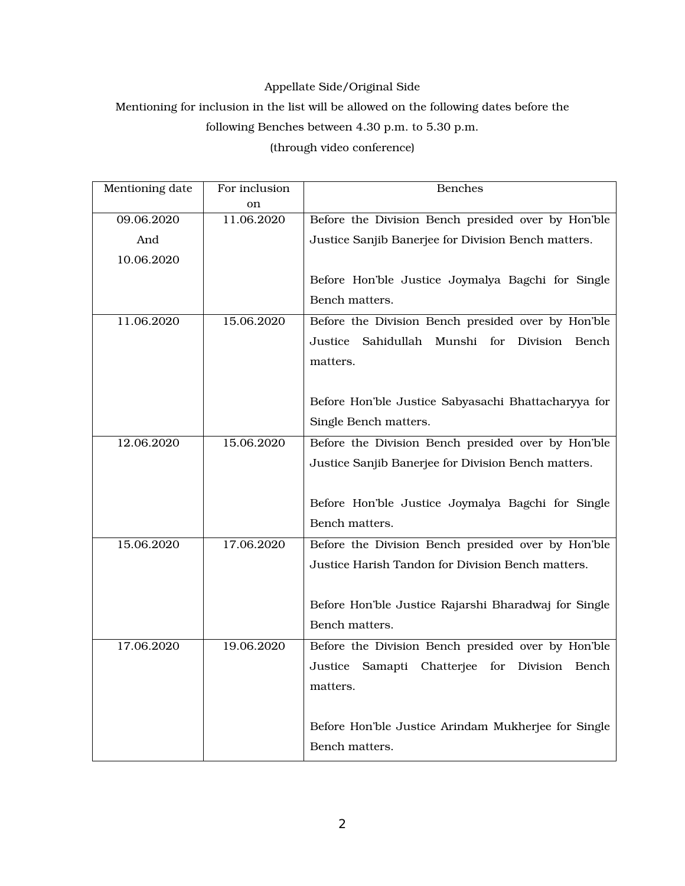Appellate Side/Original Side

Mentioning for inclusion in the list will be allowed on the following dates before the following Benches between 4.30 p.m. to 5.30 p.m.

(through video conference)

| Mentioning date | For inclusion on | Benches |
|---|---|---|
| 09.06.2020 And 10.06.2020 | 11.06.2020 | Before the Division Bench presided over by Hon'ble Justice Sanjib Banerjee for Division Bench matters.<br><br>Before Hon'ble Justice Joymalya Bagchi for Single Bench matters. |
| 11.06.2020 | 15.06.2020 | Before the Division Bench presided over by Hon'ble Justice Sahidullah Munshi for Division Bench matters.<br><br>Before Hon'ble Justice Sabyasachi Bhattacharyya for Single Bench matters. |
| 12.06.2020 | 15.06.2020 | Before the Division Bench presided over by Hon'ble Justice Sanjib Banerjee for Division Bench matters.<br><br>Before Hon'ble Justice Joymalya Bagchi for Single Bench matters. |
| 15.06.2020 | 17.06.2020 | Before the Division Bench presided over by Hon'ble Justice Harish Tandon for Division Bench matters.<br><br>Before Hon'ble Justice Rajarshi Bharadwaj for Single Bench matters. |
| 17.06.2020 | 19.06.2020 | Before the Division Bench presided over by Hon'ble Justice Samapti Chatterjee for Division Bench matters.<br><br>Before Hon'ble Justice Arindam Mukherjee for Single Bench matters. |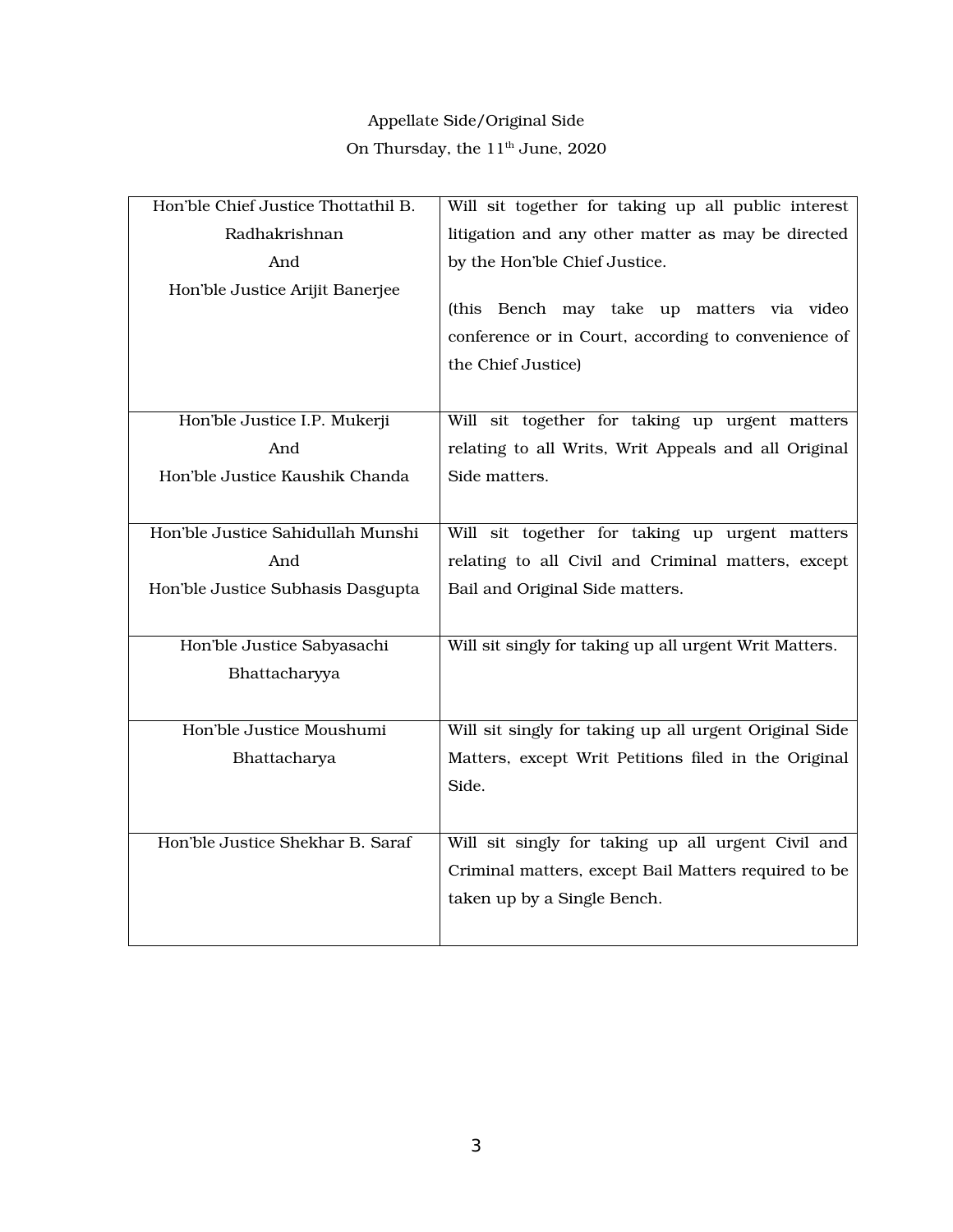Appellate Side/Original Side

On Thursday, the 11th June, 2020

| Bench | Matters |
|---|---|
| Hon'ble Chief Justice Thottathil B. Radhakrishnan And Hon'ble Justice Arijit Banerjee | Will sit together for taking up all public interest litigation and any other matter as may be directed by the Hon'ble Chief Justice. (this Bench may take up matters via video conference or in Court, according to convenience of the Chief Justice) |
| Hon'ble Justice I.P. Mukerji And Hon'ble Justice Kaushik Chanda | Will sit together for taking up urgent matters relating to all Writs, Writ Appeals and all Original Side matters. |
| Hon'ble Justice Sahidullah Munshi And Hon'ble Justice Subhasis Dasgupta | Will sit together for taking up urgent matters relating to all Civil and Criminal matters, except Bail and Original Side matters. |
| Hon'ble Justice Sabyasachi Bhattacharyya | Will sit singly for taking up all urgent Writ Matters. |
| Hon'ble Justice Moushumi Bhattacharya | Will sit singly for taking up all urgent Original Side Matters, except Writ Petitions filed in the Original Side. |
| Hon'ble Justice Shekhar B. Saraf | Will sit singly for taking up all urgent Civil and Criminal matters, except Bail Matters required to be taken up by a Single Bench. |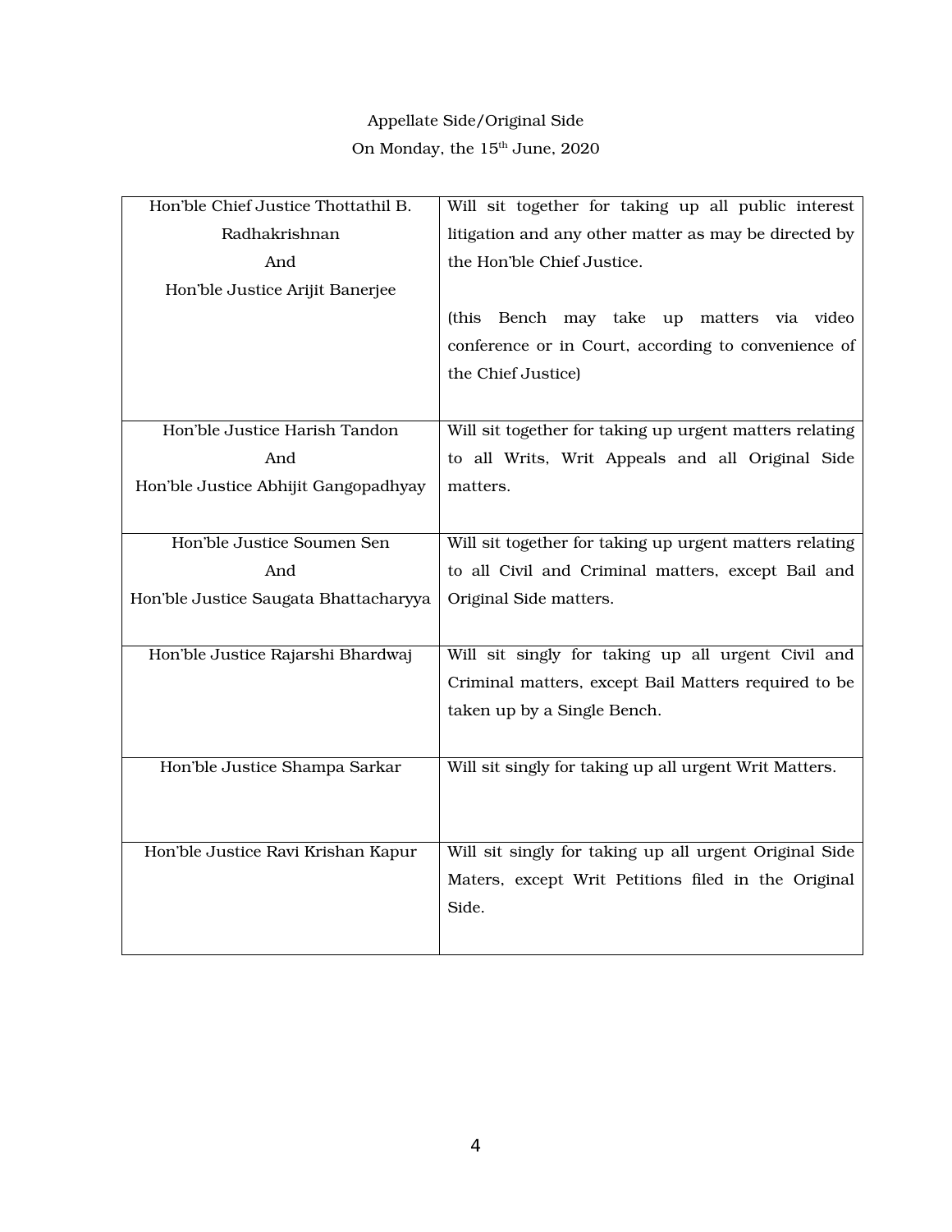Appellate Side/Original Side

On Monday, the 15th June, 2020

| | |
|---|---|
| Hon'ble Chief Justice Thottathil B. Radhakrishnan<br>And<br>Hon'ble Justice Arijit Banerjee | Will sit together for taking up all public interest litigation and any other matter as may be directed by the Hon'ble Chief Justice.<br><br>(this Bench may take up matters via video conference or in Court, according to convenience of the Chief Justice) |
| Hon'ble Justice Harish Tandon<br>And<br>Hon'ble Justice Abhijit Gangopadhyay | Will sit together for taking up urgent matters relating to all Writs, Writ Appeals and all Original Side matters. |
| Hon'ble Justice Soumen Sen<br>And<br>Hon'ble Justice Saugata Bhattacharyya | Will sit together for taking up urgent matters relating to all Civil and Criminal matters, except Bail and Original Side matters. |
| Hon'ble Justice Rajarshi Bhardwaj | Will sit singly for taking up all urgent Civil and Criminal matters, except Bail Matters required to be taken up by a Single Bench. |
| Hon'ble Justice Shampa Sarkar | Will sit singly for taking up all urgent Writ Matters. |
| Hon'ble Justice Ravi Krishan Kapur | Will sit singly for taking up all urgent Original Side Maters, except Writ Petitions filed in the Original Side. |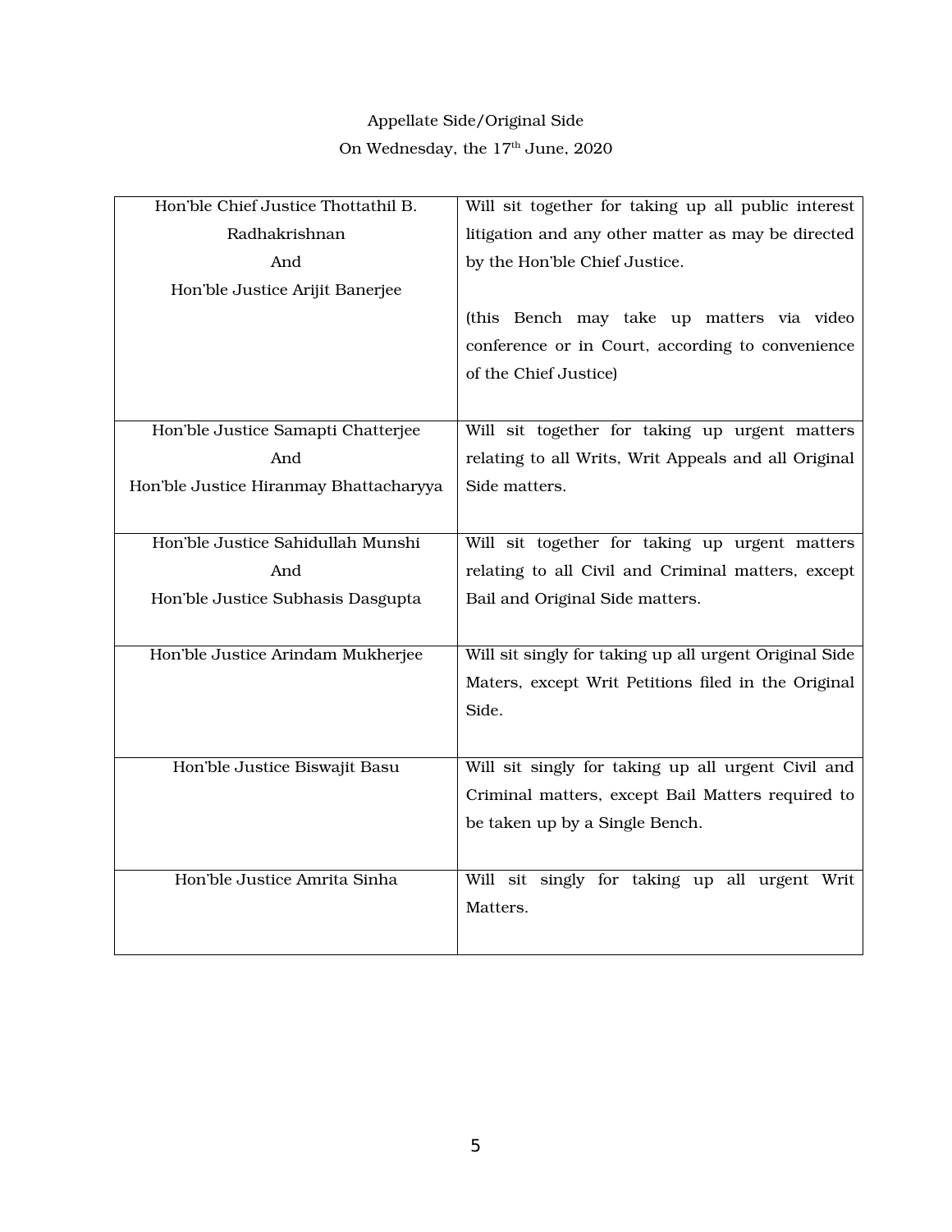Appellate Side/Original Side

On Wednesday, the 17th June, 2020

| | |
|---|---|
| Hon'ble Chief Justice Thottathil B. Radhakrishnan<br>And<br>Hon'ble Justice Arijit Banerjee | Will sit together for taking up all public interest litigation and any other matter as may be directed by the Hon'ble Chief Justice.<br><br>(this Bench may take up matters via video conference or in Court, according to convenience of the Chief Justice) |
| Hon'ble Justice Samapti Chatterjee<br>And<br>Hon'ble Justice Hiranmay Bhattacharyya | Will sit together for taking up urgent matters relating to all Writs, Writ Appeals and all Original Side matters. |
| Hon'ble Justice Sahidullah Munshi<br>And<br>Hon'ble Justice Subhasis Dasgupta | Will sit together for taking up urgent matters relating to all Civil and Criminal matters, except Bail and Original Side matters. |
| Hon'ble Justice Arindam Mukherjee | Will sit singly for taking up all urgent Original Side Maters, except Writ Petitions filed in the Original Side. |
| Hon'ble Justice Biswajit Basu | Will sit singly for taking up all urgent Civil and Criminal matters, except Bail Matters required to be taken up by a Single Bench. |
| Hon'ble Justice Amrita Sinha | Will sit singly for taking up all urgent Writ Matters. |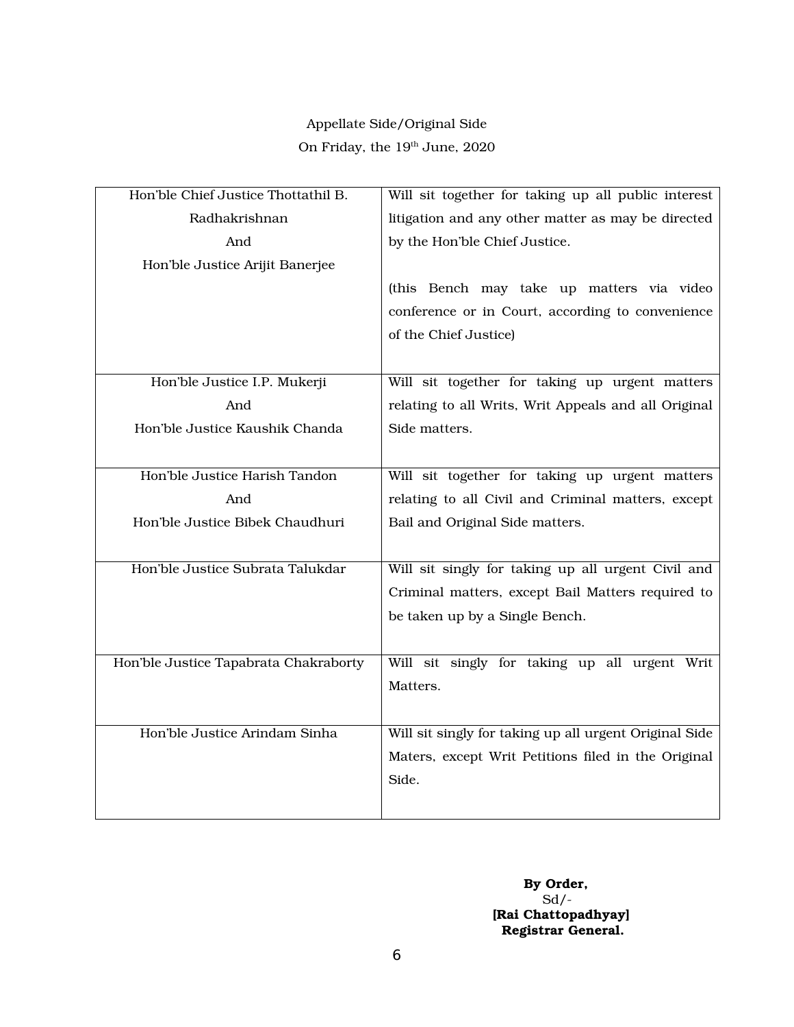Appellate Side/Original Side

On Friday, the 19th June, 2020

| | |
|---|---|
| Hon'ble Chief Justice Thottathil B. Radhakrishnan<br>And<br>Hon'ble Justice Arijit Banerjee | Will sit together for taking up all public interest litigation and any other matter as may be directed by the Hon'ble Chief Justice.<br><br>(this Bench may take up matters via video conference or in Court, according to convenience of the Chief Justice) |
| Hon'ble Justice I.P. Mukerji<br>And<br>Hon'ble Justice Kaushik Chanda | Will sit together for taking up urgent matters relating to all Writs, Writ Appeals and all Original Side matters. |
| Hon'ble Justice Harish Tandon<br>And<br>Hon'ble Justice Bibek Chaudhuri | Will sit together for taking up urgent matters relating to all Civil and Criminal matters, except Bail and Original Side matters. |
| Hon'ble Justice Subrata Talukdar | Will sit singly for taking up all urgent Civil and Criminal matters, except Bail Matters required to be taken up by a Single Bench. |
| Hon'ble Justice Tapabrata Chakraborty | Will sit singly for taking up all urgent Writ Matters. |
| Hon'ble Justice Arindam Sinha | Will sit singly for taking up all urgent Original Side Maters, except Writ Petitions filed in the Original Side. |

**By Order,**
Sd/-
**[Rai Chattopadhyay]**
**Registrar General.**